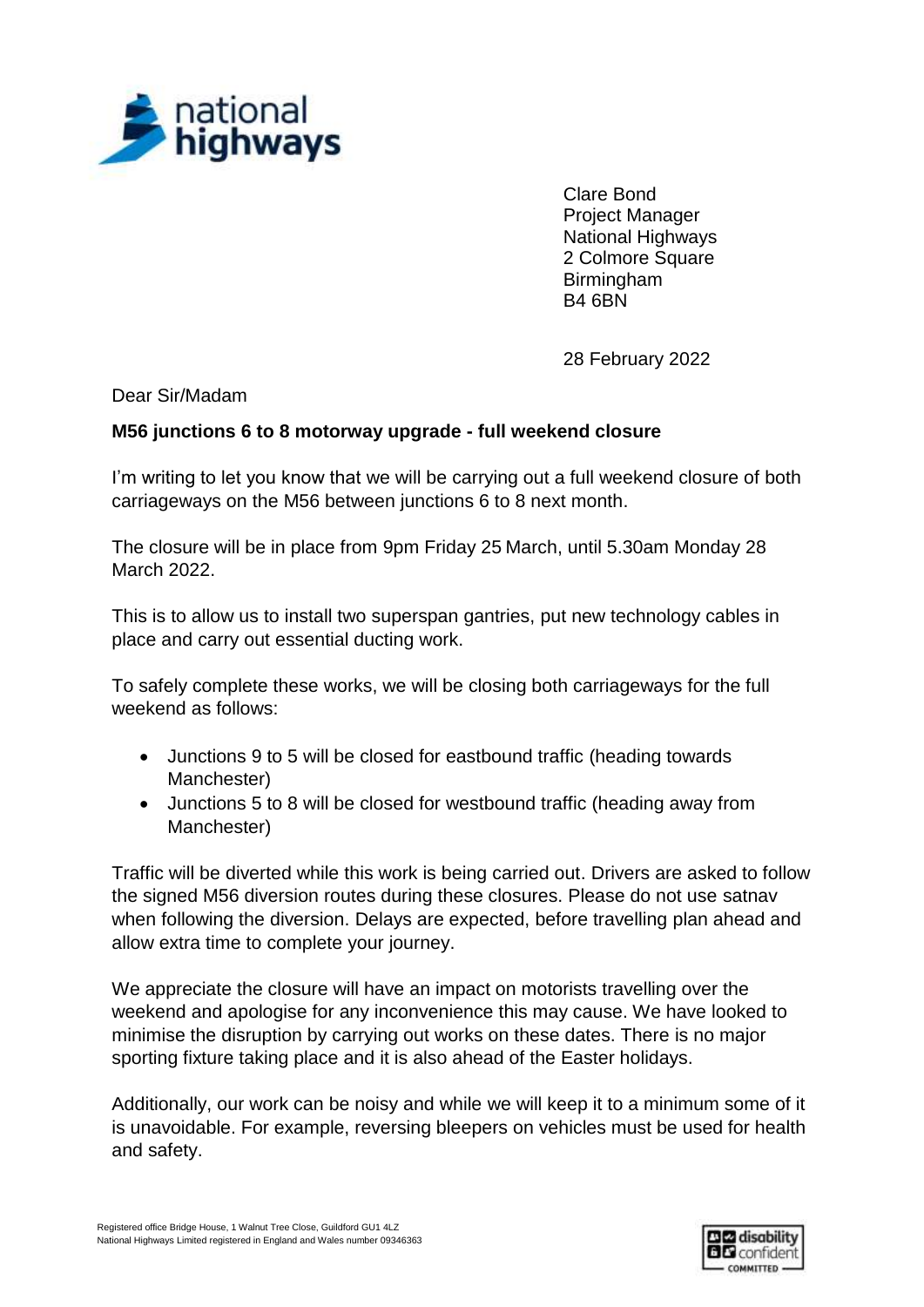Clare Bond
Project Manager
National Highways
2 Colmore Square
Birmingham
B4 6BN

28 February 2022

Dear Sir/Madam

**M56 junctions 6 to 8 motorway upgrade - full weekend closure**

I'm writing to let you know that we will be carrying out a full weekend closure of both carriageways on the M56 between junctions 6 to 8 next month.

The closure will be in place from 9pm Friday 25 March, until 5.30am Monday 28 March 2022.

This is to allow us to install two superspan gantries, put new technology cables in place and carry out essential ducting work.

To safely complete these works, we will be closing both carriageways for the full weekend as follows:

- Junctions 9 to 5 will be closed for eastbound traffic (heading towards Manchester)
- Junctions 5 to 8 will be closed for westbound traffic (heading away from Manchester)

Traffic will be diverted while this work is being carried out. Drivers are asked to follow the signed M56 diversion routes during these closures. Please do not use satnav when following the diversion. Delays are expected, before travelling plan ahead and allow extra time to complete your journey.

We appreciate the closure will have an impact on motorists travelling over the weekend and apologise for any inconvenience this may cause. We have looked to minimise the disruption by carrying out works on these dates. There is no major sporting fixture taking place and it is also ahead of the Easter holidays.

Additionally, our work can be noisy and while we will keep it to a minimum some of it is unavoidable. For example, reversing bleepers on vehicles must be used for health and safety.

Registered office Bridge House, 1 Walnut Tree Close, Guildford GU1 4LZ
National Highways Limited registered in England and Wales number 09346363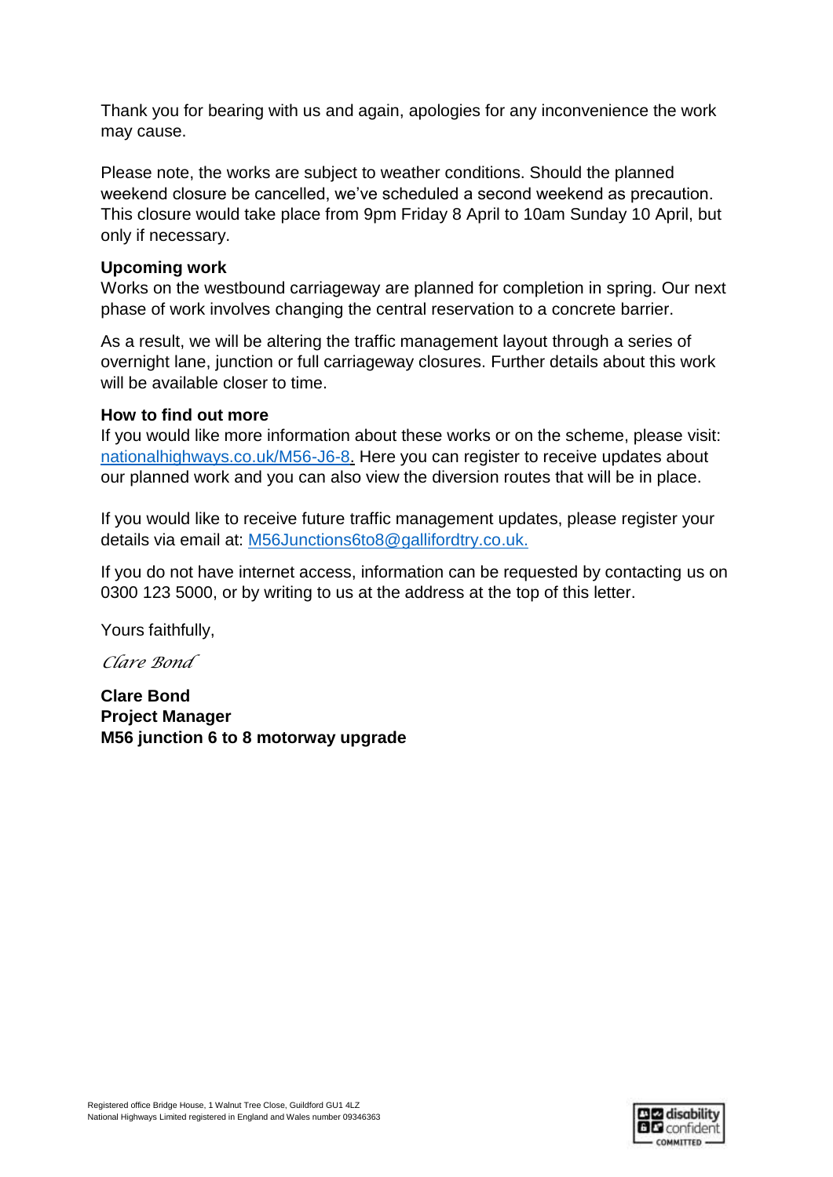Thank you for bearing with us and again, apologies for any inconvenience the work may cause.

Please note, the works are subject to weather conditions. Should the planned weekend closure be cancelled, we've scheduled a second weekend as precaution. This closure would take place from 9pm Friday 8 April to 10am Sunday 10 April, but only if necessary.

**Upcoming work**

Works on the westbound carriageway are planned for completion in spring. Our next phase of work involves changing the central reservation to a concrete barrier.

As a result, we will be altering the traffic management layout through a series of overnight lane, junction or full carriageway closures. Further details about this work will be available closer to time.

**How to find out more**

If you would like more information about these works or on the scheme, please visit: nationalhighways.co.uk/M56-J6-8. Here you can register to receive updates about our planned work and you can also view the diversion routes that will be in place.

If you would like to receive future traffic management updates, please register your details via email at: M56Junctions6to8@gallifordtry.co.uk.

If you do not have internet access, information can be requested by contacting us on 0300 123 5000, or by writing to us at the address at the top of this letter.

Yours faithfully,

*Clare Bond*

**Clare Bond**
**Project Manager**
**M56 junction 6 to 8 motorway upgrade**

Registered office Bridge House, 1 Walnut Tree Close, Guildford GU1 4LZ
National Highways Limited registered in England and Wales number 09346363

disability confident COMMITTED